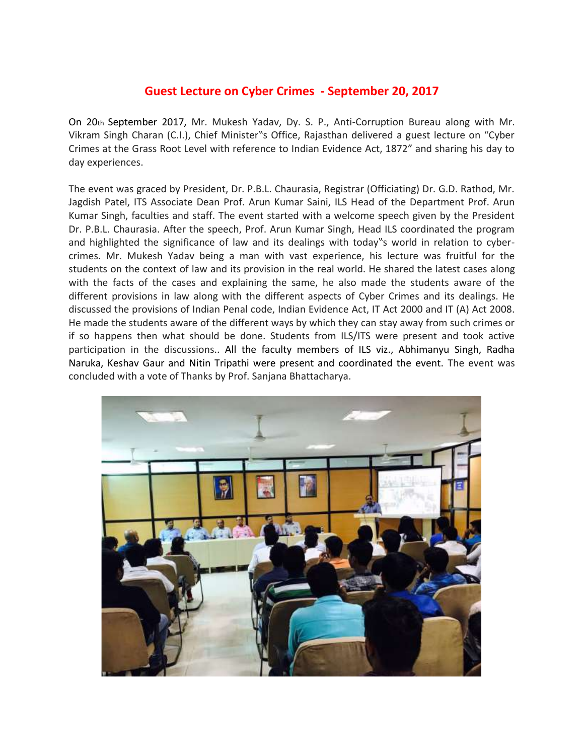# Guest Lecture on Cyber Crimes - September 20, 2017

On 20th September 2017, Mr. Mukesh Yadav, Dy. S. P., Anti-Corruption Bureau along with Mr. Vikram Singh Charan (C.I.), Chief Minister"s Office, Rajasthan delivered a guest lecture on "Cyber Crimes at the Grass Root Level with reference to Indian Evidence Act, 1872" and sharing his day to day experiences.

The event was graced by President, Dr. P.B.L. Chaurasia, Registrar (Officiating) Dr. G.D. Rathod, Mr. Jagdish Patel, ITS Associate Dean Prof. Arun Kumar Saini, ILS Head of the Department Prof. Arun Kumar Singh, faculties and staff. The event started with a welcome speech given by the President Dr. P.B.L. Chaurasia. After the speech, Prof. Arun Kumar Singh, Head ILS coordinated the program and highlighted the significance of law and its dealings with today"s world in relation to cyber-crimes. Mr. Mukesh Yadav being a man with vast experience, his lecture was fruitful for the students on the context of law and its provision in the real world. He shared the latest cases along with the facts of the cases and explaining the same, he also made the students aware of the different provisions in law along with the different aspects of Cyber Crimes and its dealings. He discussed the provisions of Indian Penal code, Indian Evidence Act, IT Act 2000 and IT (A) Act 2008. He made the students aware of the different ways by which they can stay away from such crimes or if so happens then what should be done. Students from ILS/ITS were present and took active participation in the discussions.. All the faculty members of ILS viz., Abhimanyu Singh, Radha Naruka, Keshav Gaur and Nitin Tripathi were present and coordinated the event. The event was concluded with a vote of Thanks by Prof. Sanjana Bhattacharya.